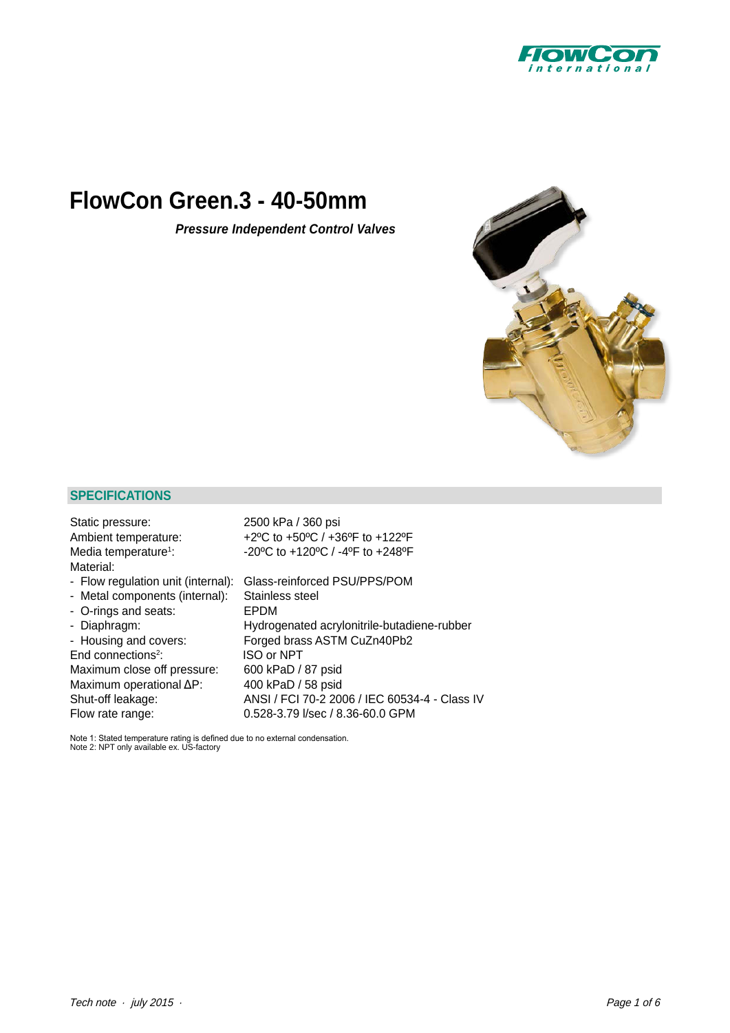# FlowCon Green.3 - 40-50mm

***Pressure Independent Control Valves***

## SPECIFICATIONS

| | |
|---|---|
| Static pressure: | 2500 kPa / 360 psi |
| Ambient temperature: | +2ºC to +50ºC / +36ºF to +122ºF |
| Media temperature[1]: | -20ºC to +120ºC / -4ºF to +248ºF |
| Material: | |
| - Flow regulation unit (internal): | Glass-reinforced PSU/PPS/POM |
| - Metal components (internal): | Stainless steel |
| - O-rings and seats: | EPDM |
| - Diaphragm: | Hydrogenated acrylonitrile-butadiene-rubber |
| - Housing and covers: | Forged brass ASTM CuZn40Pb2 |
| End connections[2]: | ISO or NPT |
| Maximum close off pressure: | 600 kPaD / 87 psid |
| Maximum operational ΔP: | 400 kPaD / 58 psid |
| Shut-off leakage: | ANSI / FCI 70-2 2006 / IEC 60534-4 - Class IV |
| Flow rate range: | 0.528-3.79 l/sec / 8.36-60.0 GPM |

Note 1: Stated temperature rating is defined due to no external condensation.
Note 2: NPT only available ex. US-factory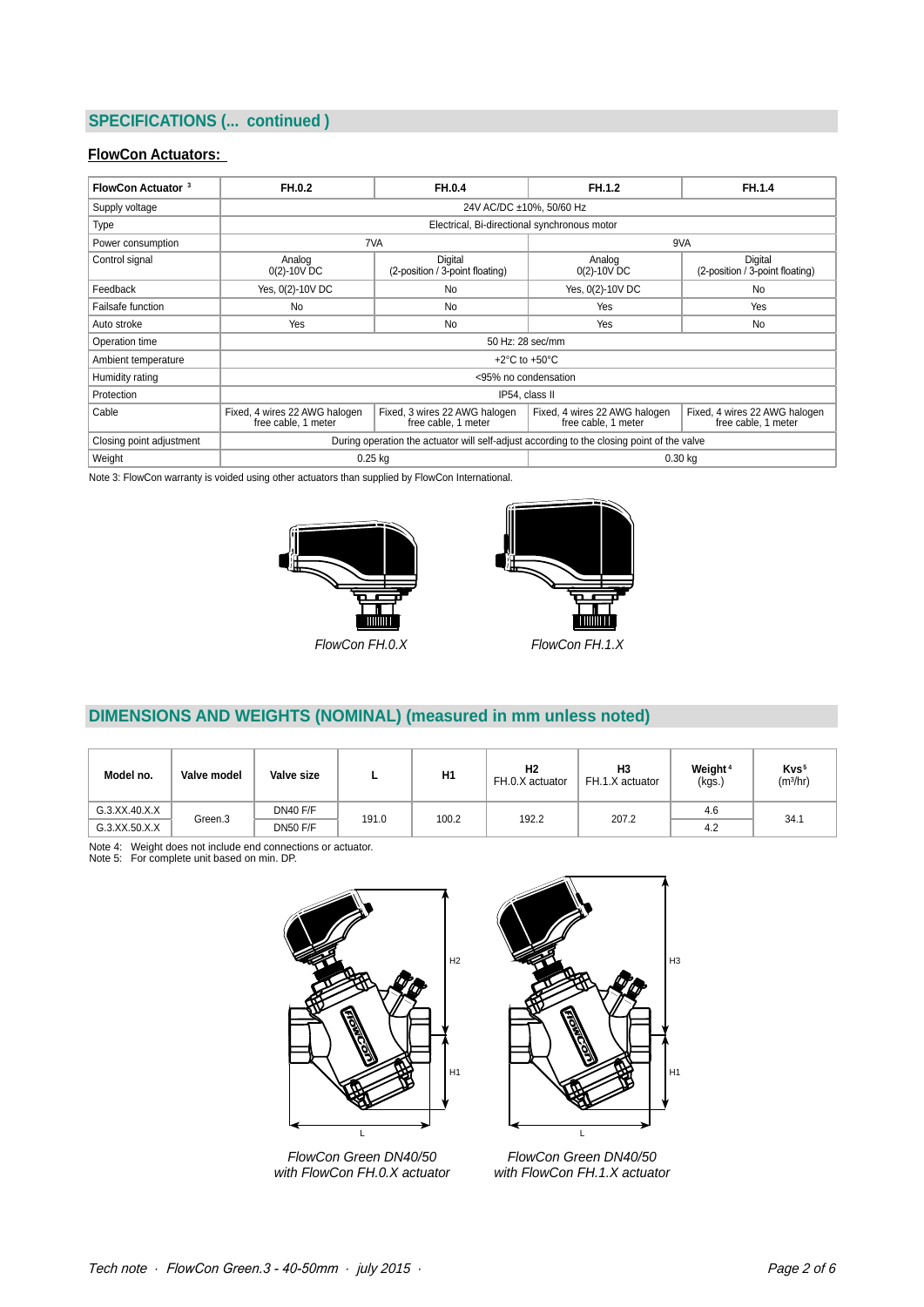## SPECIFICATIONS (... continued )

### FlowCon Actuators:

| FlowCon Actuator [3] | FH.0.2 | FH.0.4 | FH.1.2 | FH.1.4 |
|---|---|---|---|---|
| Supply voltage | 24V AC/DC ±10%, 50/60 Hz | | | |
| Type | Electrical, Bi-directional synchronous motor | | | |
| Power consumption | 7VA | | 9VA | |
| Control signal | Analog 0(2)-10V DC | Digital (2-position / 3-point floating) | Analog 0(2)-10V DC | Digital (2-position / 3-point floating) |
| Feedback | Yes, 0(2)-10V DC | No | Yes, 0(2)-10V DC | No |
| Failsafe function | No | No | Yes | Yes |
| Auto stroke | Yes | No | Yes | No |
| Operation time | 50 Hz: 28 sec/mm | | | |
| Ambient temperature | +2°C to +50°C | | | |
| Humidity rating | <95% no condensation | | | |
| Protection | IP54, class II | | | |
| Cable | Fixed, 4 wires 22 AWG halogen free cable, 1 meter | Fixed, 3 wires 22 AWG halogen free cable, 1 meter | Fixed, 4 wires 22 AWG halogen free cable, 1 meter | Fixed, 4 wires 22 AWG halogen free cable, 1 meter |
| Closing point adjustment | During operation the actuator will self-adjust according to the closing point of the valve | | | |
| Weight | 0.25 kg | | 0.30 kg | |

Note 3: FlowCon warranty is voided using other actuators than supplied by FlowCon International.

*FlowCon FH.0.X*

*FlowCon FH.1.X*

## DIMENSIONS AND WEIGHTS (NOMINAL) (measured in mm unless noted)

| Model no. | Valve model | Valve size | L | H1 | H2 FH.0.X actuator | H3 FH.1.X actuator | Weight [4] (kgs.) | Kvs [5] ($m^3$/hr) |
|---|---|---|---|---|---|---|---|---|
| G.3.XX.40.X.X | Green.3 | DN40 F/F | 191.0 | 100.2 | 192.2 | 207.2 | 4.6 | 34.1 |
| G.3.XX.50.X.X | | DN50 F/F | | | | | 4.2 | |

Note 4: Weight does not include end connections or actuator.
Note 5: For complete unit based on min. DP.

*FlowCon Green DN40/50 with FlowCon FH.0.X actuator*

*FlowCon Green DN40/50 with FlowCon FH.1.X actuator*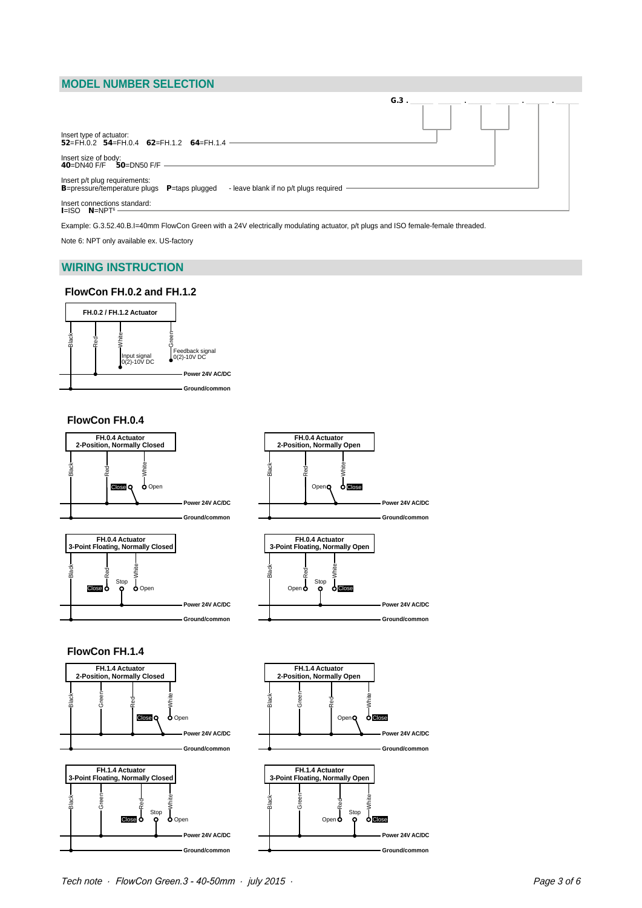## MODEL NUMBER SELECTION

**G.3 .** ____ ____ **.** ____ ____ **.** ____ **.** ____

Insert type of actuator:
**52**=FH.0.2 **54**=FH.0.4 **62**=FH.1.2 **64**=FH.1.4

Insert size of body:
**40**=DN40 F/F **50**=DN50 F/F

Insert p/t plug requirements:
**B**=pressure/temperature plugs **P**=taps plugged - leave blank if no p/t plugs required

Insert connections standard:
**I**=ISO **N**=NPT[6]

Example: G.3.52.40.B.I=40mm FlowCon Green with a 24V electrically modulating actuator, p/t plugs and ISO female-female threaded.

Note 6: NPT only available ex. US-factory

## WIRING INSTRUCTION

### FlowCon FH.0.2 and FH.1.2

**FH.0.2 / FH.1.2 Actuator**

Black, Red, White, Green

Input signal 0(2)-10V DC

Feedback signal 0(2)-10V DC

**Power 24V AC/DC**

**Ground/common**

### FlowCon FH.0.4

**FH.0.4 Actuator 2-Position, Normally Closed**

Black, Red, White — Close, Open

**Power 24V AC/DC**

**Ground/common**

**FH.0.4 Actuator 2-Position, Normally Open**

Black, Red, White — Open, Close

**Power 24V AC/DC**

**Ground/common**

**FH.0.4 Actuator 3-Point Floating, Normally Closed**

Black, Red, White — Close, Stop, Open

**Power 24V AC/DC**

**Ground/common**

**FH.0.4 Actuator 3-Point Floating, Normally Open**

Black, Red, White — Open, Stop, Close

**Power 24V AC/DC**

**Ground/common**

### FlowCon FH.1.4

**FH.1.4 Actuator 2-Position, Normally Closed**

Black, Green, Red, White — Close, Open

**Power 24V AC/DC**

**Ground/common**

**FH.1.4 Actuator 2-Position, Normally Open**

Black, Green, Red, White — Open, Close

**Power 24V AC/DC**

**Ground/common**

**FH.1.4 Actuator 3-Point Floating, Normally Closed**

Black, Green, Red, White — Close, Stop, Open

**Power 24V AC/DC**

**Ground/common**

**FH.1.4 Actuator 3-Point Floating, Normally Open**

Black, Green, Red, White — Open, Stop, Close

**Power 24V AC/DC**

**Ground/common**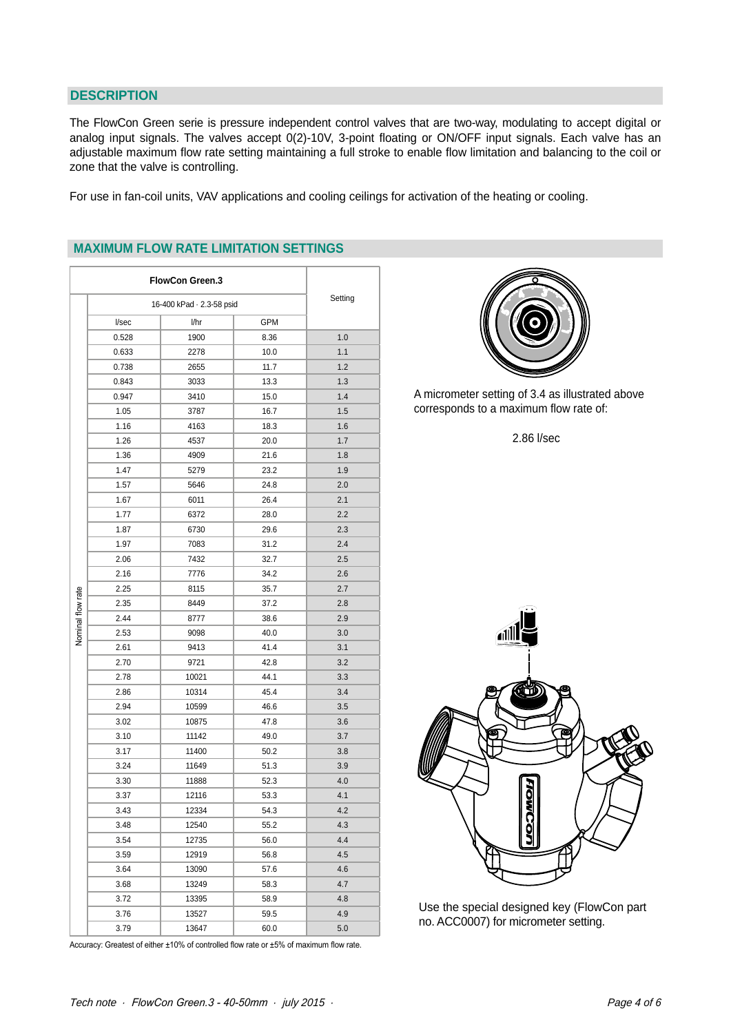## DESCRIPTION

The FlowCon Green serie is pressure independent control valves that are two-way, modulating to accept digital or analog input signals. The valves accept 0(2)-10V, 3-point floating or ON/OFF input signals. Each valve has an adjustable maximum flow rate setting maintaining a full stroke to enable flow limitation and balancing to the coil or zone that the valve is controlling.

For use in fan-coil units, VAV applications and cooling ceilings for activation of the heating or cooling.

## MAXIMUM FLOW RATE LIMITATION SETTINGS

| FlowCon Green.3 | | | Setting |
|---|---|---|---|
| 16-400 kPad · 2.3-58 psid | | | |
| l/sec | l/hr | GPM | |
| 0.528 | 1900 | 8.36 | 1.0 |
| 0.633 | 2278 | 10.0 | 1.1 |
| 0.738 | 2655 | 11.7 | 1.2 |
| 0.843 | 3033 | 13.3 | 1.3 |
| 0.947 | 3410 | 15.0 | 1.4 |
| 1.05 | 3787 | 16.7 | 1.5 |
| 1.16 | 4163 | 18.3 | 1.6 |
| 1.26 | 4537 | 20.0 | 1.7 |
| 1.36 | 4909 | 21.6 | 1.8 |
| 1.47 | 5279 | 23.2 | 1.9 |
| 1.57 | 5646 | 24.8 | 2.0 |
| 1.67 | 6011 | 26.4 | 2.1 |
| 1.77 | 6372 | 28.0 | 2.2 |
| 1.87 | 6730 | 29.6 | 2.3 |
| 1.97 | 7083 | 31.2 | 2.4 |
| 2.06 | 7432 | 32.7 | 2.5 |
| 2.16 | 7776 | 34.2 | 2.6 |
| 2.25 | 8115 | 35.7 | 2.7 |
| 2.35 | 8449 | 37.2 | 2.8 |
| 2.44 | 8777 | 38.6 | 2.9 |
| 2.53 | 9098 | 40.0 | 3.0 |
| 2.61 | 9413 | 41.4 | 3.1 |
| 2.70 | 9721 | 42.8 | 3.2 |
| 2.78 | 10021 | 44.1 | 3.3 |
| 2.86 | 10314 | 45.4 | 3.4 |
| 2.94 | 10599 | 46.6 | 3.5 |
| 3.02 | 10875 | 47.8 | 3.6 |
| 3.10 | 11142 | 49.0 | 3.7 |
| 3.17 | 11400 | 50.2 | 3.8 |
| 3.24 | 11649 | 51.3 | 3.9 |
| 3.30 | 11888 | 52.3 | 4.0 |
| 3.37 | 12116 | 53.3 | 4.1 |
| 3.43 | 12334 | 54.3 | 4.2 |
| 3.48 | 12540 | 55.2 | 4.3 |
| 3.54 | 12735 | 56.0 | 4.4 |
| 3.59 | 12919 | 56.8 | 4.5 |
| 3.64 | 13090 | 57.6 | 4.6 |
| 3.68 | 13249 | 58.3 | 4.7 |
| 3.72 | 13395 | 58.9 | 4.8 |
| 3.76 | 13527 | 59.5 | 4.9 |
| 3.79 | 13647 | 60.0 | 5.0 |

Nominal flow rate

Accuracy: Greatest of either ±10% of controlled flow rate or ±5% of maximum flow rate.

A micrometer setting of 3.4 as illustrated above corresponds to a maximum flow rate of:

2.86 l/sec

Use the special designed key (FlowCon part no. ACC0007) for micrometer setting.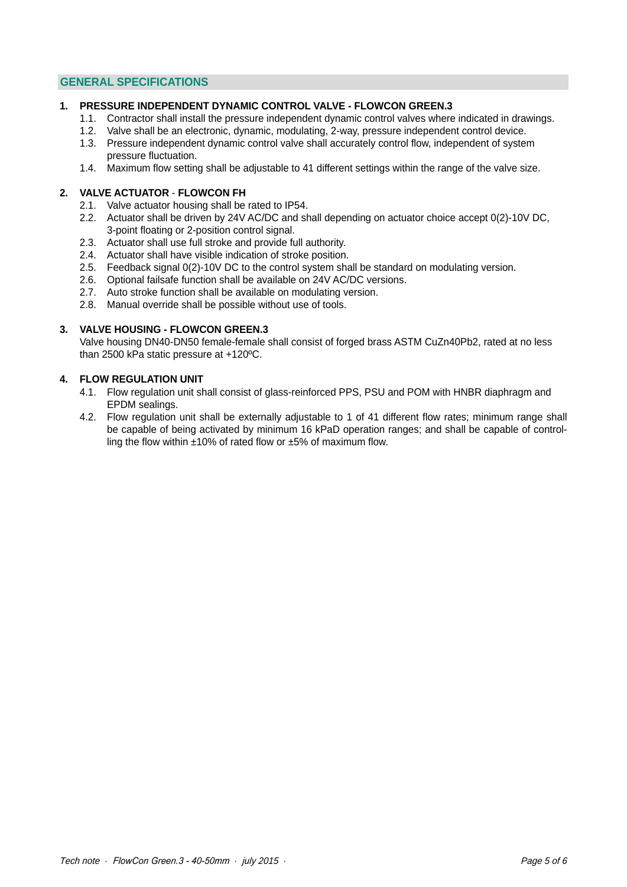## GENERAL SPECIFICATIONS

### 1. PRESSURE INDEPENDENT DYNAMIC CONTROL VALVE - FLOWCON GREEN.3

1.1. Contractor shall install the pressure independent dynamic control valves where indicated in drawings.

1.2. Valve shall be an electronic, dynamic, modulating, 2-way, pressure independent control device.

1.3. Pressure independent dynamic control valve shall accurately control flow, independent of system pressure fluctuation.

1.4. Maximum flow setting shall be adjustable to 41 different settings within the range of the valve size.

### 2. VALVE ACTUATOR - FLOWCON FH

2.1. Valve actuator housing shall be rated to IP54.

2.2. Actuator shall be driven by 24V AC/DC and shall depending on actuator choice accept 0(2)-10V DC, 3-point floating or 2-position control signal.

2.3. Actuator shall use full stroke and provide full authority.

2.4. Actuator shall have visible indication of stroke position.

2.5. Feedback signal 0(2)-10V DC to the control system shall be standard on modulating version.

2.6. Optional failsafe function shall be available on 24V AC/DC versions.

2.7. Auto stroke function shall be available on modulating version.

2.8. Manual override shall be possible without use of tools.

### 3. VALVE HOUSING - FLOWCON GREEN.3

Valve housing DN40-DN50 female-female shall consist of forged brass ASTM CuZn40Pb2, rated at no less than 2500 kPa static pressure at +120ºC.

### 4. FLOW REGULATION UNIT

4.1. Flow regulation unit shall consist of glass-reinforced PPS, PSU and POM with HNBR diaphragm and EPDM sealings.

4.2. Flow regulation unit shall be externally adjustable to 1 of 41 different flow rates; minimum range shall be capable of being activated by minimum 16 kPaD operation ranges; and shall be capable of controlling the flow within ±10% of rated flow or ±5% of maximum flow.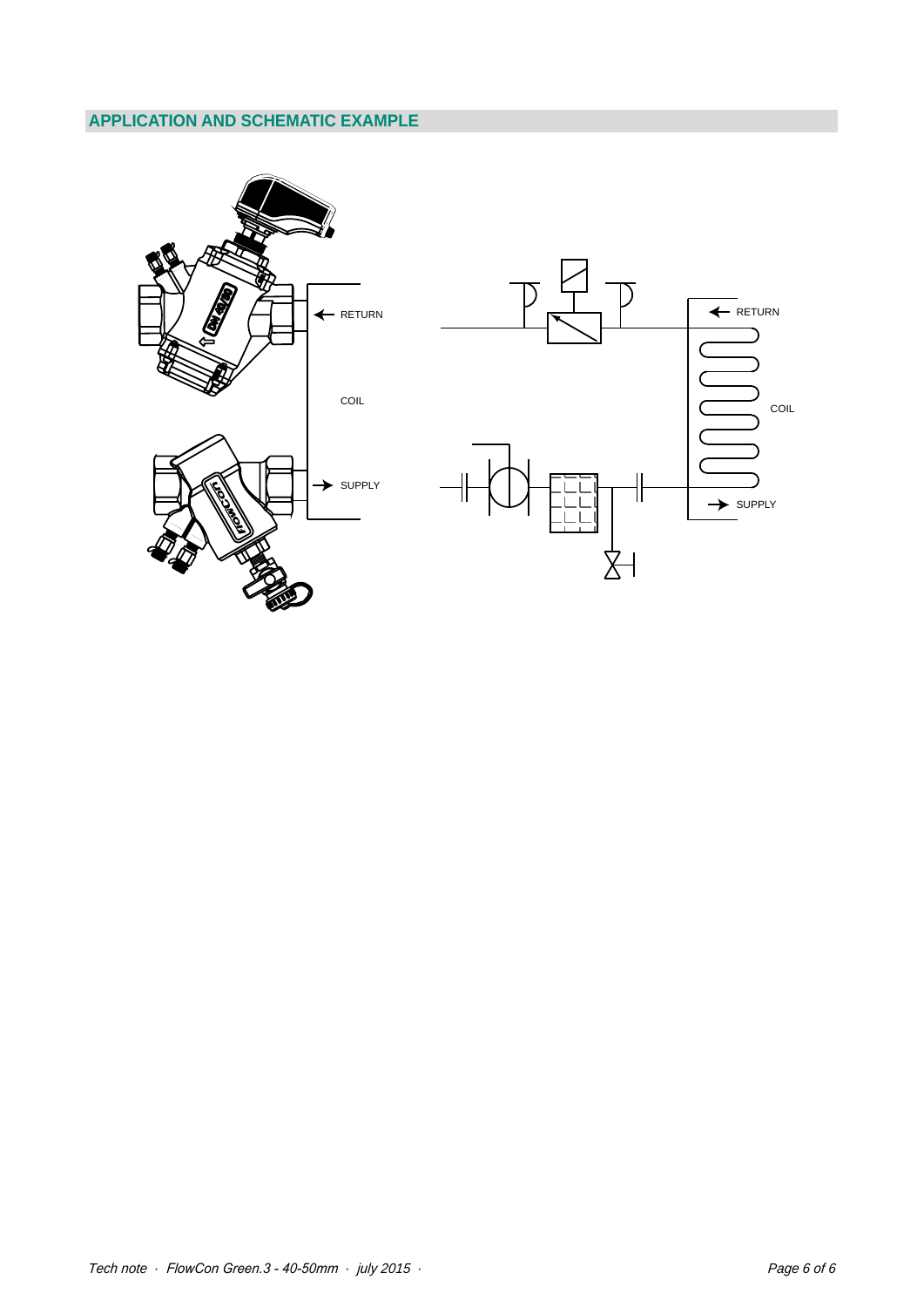## APPLICATION AND SCHEMATIC EXAMPLE

RETURN

COIL

SUPPLY

RETURN

COIL

SUPPLY